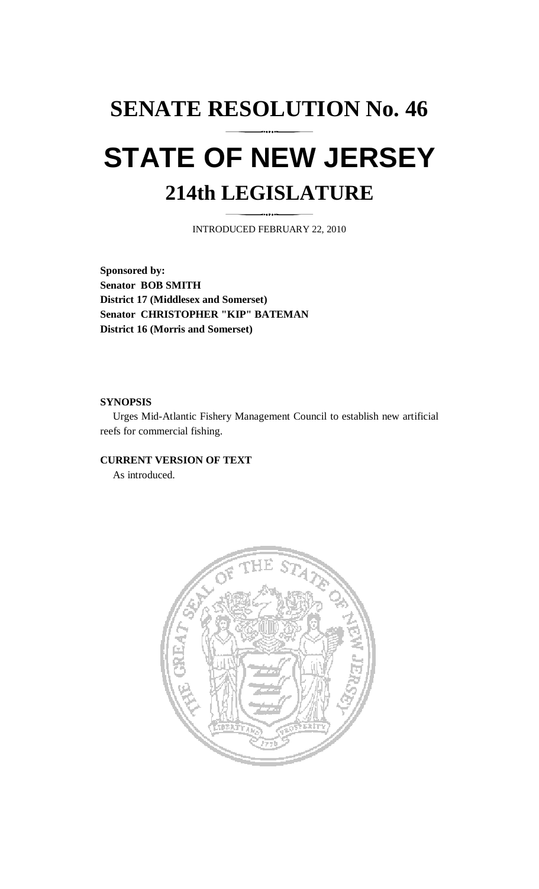# SENATE RESOLUTION No. 46

# STATE OF NEW JERSEY

## 214th LEGISLATURE

INTRODUCED FEBRUARY 22, 2010

**Sponsored by:**
**Senator BOB SMITH**
**District 17 (Middlesex and Somerset)**
**Senator CHRISTOPHER "KIP" BATEMAN**
**District 16 (Morris and Somerset)**

**SYNOPSIS**

Urges Mid-Atlantic Fishery Management Council to establish new artificial reefs for commercial fishing.

**CURRENT VERSION OF TEXT**

As introduced.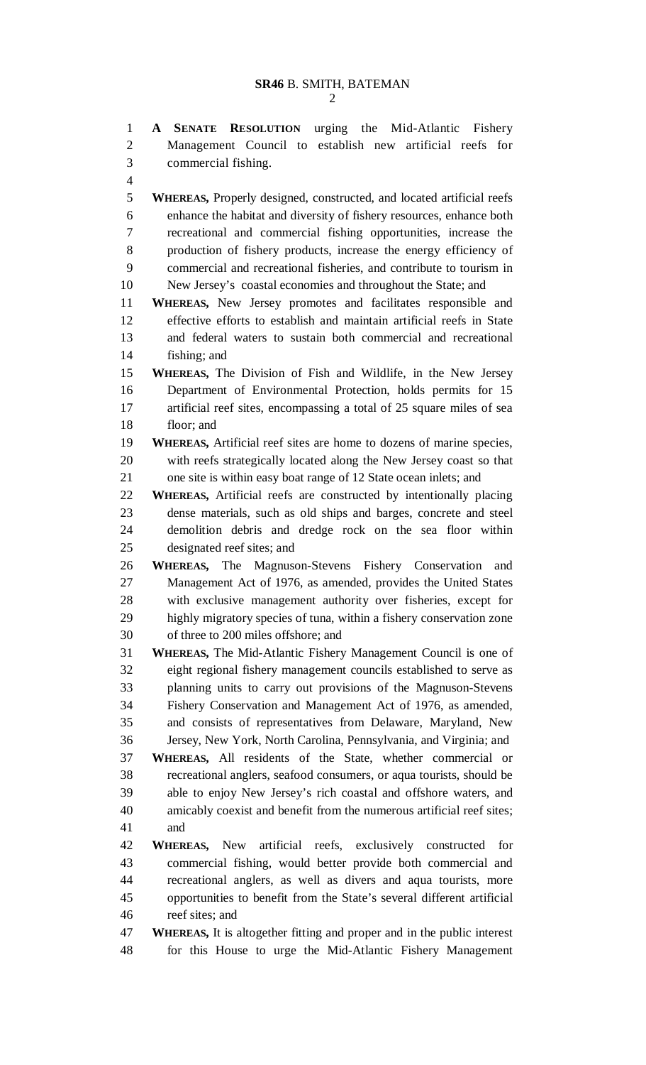**A SENATE RESOLUTION** urging the Mid-Atlantic Fishery Management Council to establish new artificial reefs for commercial fishing.

**WHEREAS,** Properly designed, constructed, and located artificial reefs enhance the habitat and diversity of fishery resources, enhance both recreational and commercial fishing opportunities, increase the production of fishery products, increase the energy efficiency of commercial and recreational fisheries, and contribute to tourism in New Jersey's coastal economies and throughout the State; and

**WHEREAS,** New Jersey promotes and facilitates responsible and effective efforts to establish and maintain artificial reefs in State and federal waters to sustain both commercial and recreational fishing; and

**WHEREAS,** The Division of Fish and Wildlife, in the New Jersey Department of Environmental Protection, holds permits for 15 artificial reef sites, encompassing a total of 25 square miles of sea floor; and

**WHEREAS,** Artificial reef sites are home to dozens of marine species, with reefs strategically located along the New Jersey coast so that one site is within easy boat range of 12 State ocean inlets; and

**WHEREAS,** Artificial reefs are constructed by intentionally placing dense materials, such as old ships and barges, concrete and steel demolition debris and dredge rock on the sea floor within designated reef sites; and

**WHEREAS,** The Magnuson-Stevens Fishery Conservation and Management Act of 1976, as amended, provides the United States with exclusive management authority over fisheries, except for highly migratory species of tuna, within a fishery conservation zone of three to 200 miles offshore; and

**WHEREAS,** The Mid-Atlantic Fishery Management Council is one of eight regional fishery management councils established to serve as planning units to carry out provisions of the Magnuson-Stevens Fishery Conservation and Management Act of 1976, as amended, and consists of representatives from Delaware, Maryland, New Jersey, New York, North Carolina, Pennsylvania, and Virginia; and

**WHEREAS,** All residents of the State, whether commercial or recreational anglers, seafood consumers, or aqua tourists, should be able to enjoy New Jersey's rich coastal and offshore waters, and amicably coexist and benefit from the numerous artificial reef sites; and

**WHEREAS,** New artificial reefs, exclusively constructed for commercial fishing, would better provide both commercial and recreational anglers, as well as divers and aqua tourists, more opportunities to benefit from the State's several different artificial reef sites; and

**WHEREAS,** It is altogether fitting and proper and in the public interest for this House to urge the Mid-Atlantic Fishery Management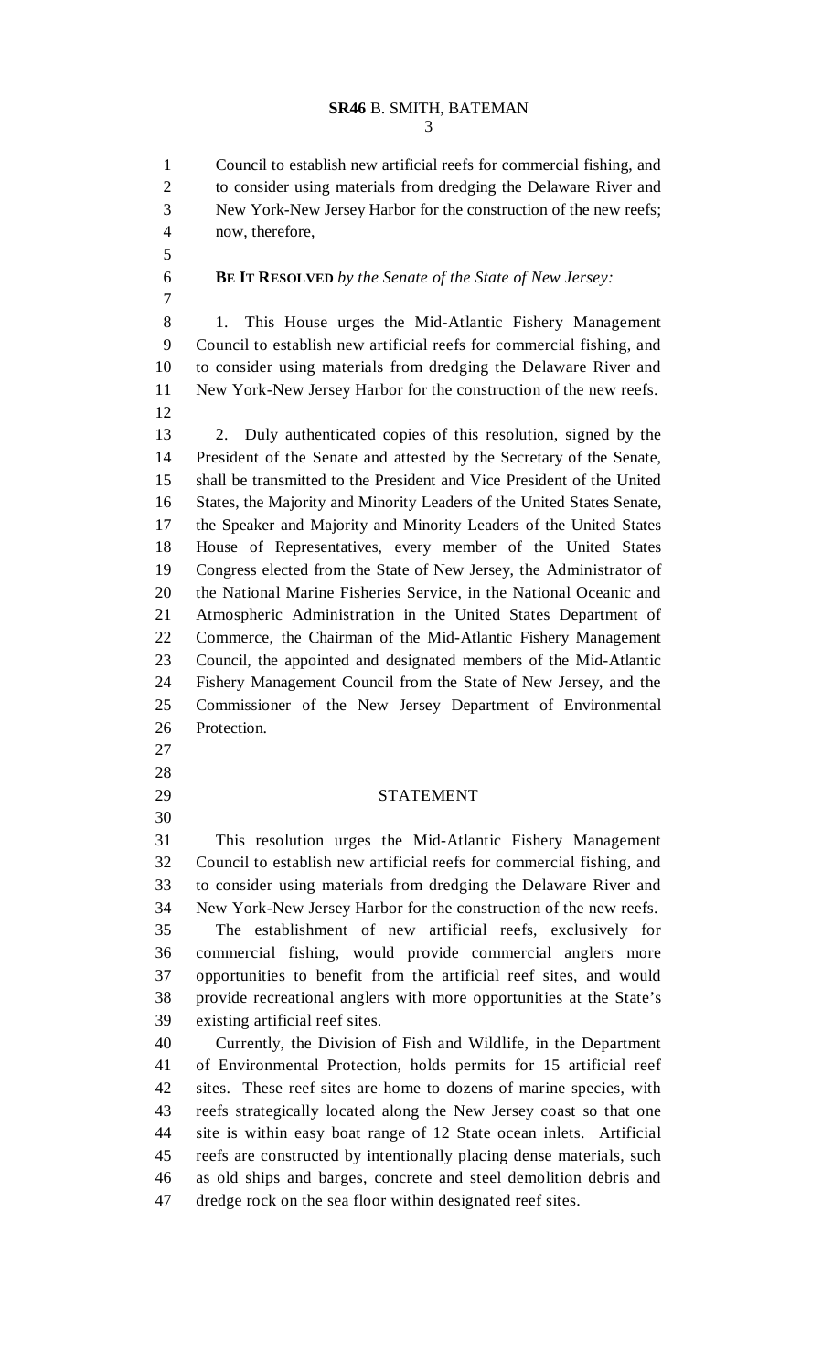Council to establish new artificial reefs for commercial fishing, and to consider using materials from dredging the Delaware River and New York-New Jersey Harbor for the construction of the new reefs; now, therefore,

**BE IT RESOLVED** *by the Senate of the State of New Jersey:*

1. This House urges the Mid-Atlantic Fishery Management Council to establish new artificial reefs for commercial fishing, and to consider using materials from dredging the Delaware River and New York-New Jersey Harbor for the construction of the new reefs.

2. Duly authenticated copies of this resolution, signed by the President of the Senate and attested by the Secretary of the Senate, shall be transmitted to the President and Vice President of the United States, the Majority and Minority Leaders of the United States Senate, the Speaker and Majority and Minority Leaders of the United States House of Representatives, every member of the United States Congress elected from the State of New Jersey, the Administrator of the National Marine Fisheries Service, in the National Oceanic and Atmospheric Administration in the United States Department of Commerce, the Chairman of the Mid-Atlantic Fishery Management Council, the appointed and designated members of the Mid-Atlantic Fishery Management Council from the State of New Jersey, and the Commissioner of the New Jersey Department of Environmental Protection.

## STATEMENT

This resolution urges the Mid-Atlantic Fishery Management Council to establish new artificial reefs for commercial fishing, and to consider using materials from dredging the Delaware River and New York-New Jersey Harbor for the construction of the new reefs.

The establishment of new artificial reefs, exclusively for commercial fishing, would provide commercial anglers more opportunities to benefit from the artificial reef sites, and would provide recreational anglers with more opportunities at the State's existing artificial reef sites.

Currently, the Division of Fish and Wildlife, in the Department of Environmental Protection, holds permits for 15 artificial reef sites. These reef sites are home to dozens of marine species, with reefs strategically located along the New Jersey coast so that one site is within easy boat range of 12 State ocean inlets. Artificial reefs are constructed by intentionally placing dense materials, such as old ships and barges, concrete and steel demolition debris and dredge rock on the sea floor within designated reef sites.